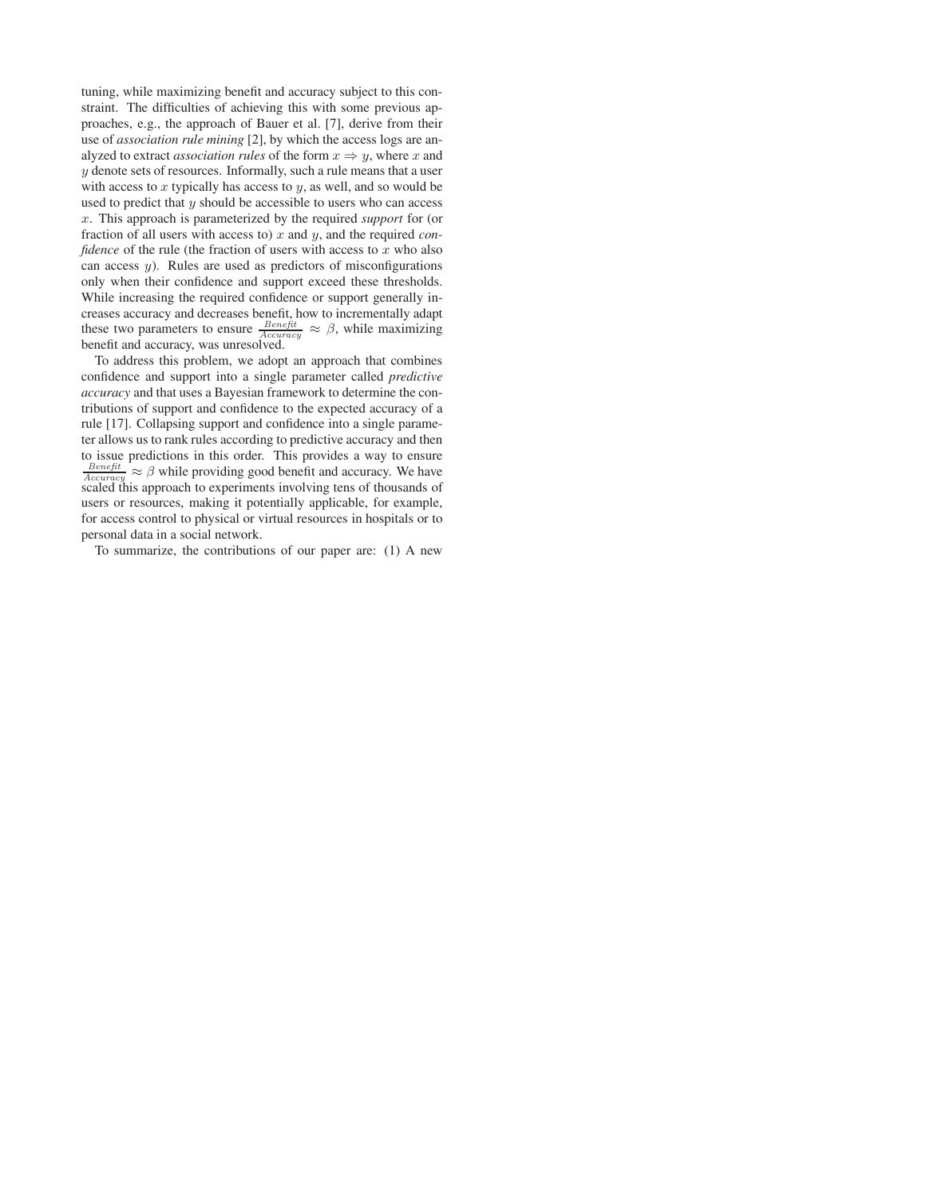tuning, while maximizing benefit and accuracy subject to this constraint. The difficulties of achieving this with some previous approaches, e.g., the approach of Bauer et al. [7], derive from their use of *association rule mining* [2], by which the access logs are analyzed to extract *association rules* of the form $x \Rightarrow y$, where $x$ and $y$ denote sets of resources. Informally, such a rule means that a user with access to $x$ typically has access to $y$, as well, and so would be used to predict that $y$ should be accessible to users who can access $x$. This approach is parameterized by the required *support* for (or fraction of all users with access to) $x$ and $y$, and the required *confidence* of the rule (the fraction of users with access to $x$ who also can access $y$). Rules are used as predictors of misconfigurations only when their confidence and support exceed these thresholds. While increasing the required confidence or support generally increases accuracy and decreases benefit, how to incrementally adapt these two parameters to ensure $\frac{Benefit}{Accuracy} \approx \beta$, while maximizing benefit and accuracy, was unresolved.

To address this problem, we adopt an approach that combines confidence and support into a single parameter called *predictive accuracy* and that uses a Bayesian framework to determine the contributions of support and confidence to the expected accuracy of a rule [17]. Collapsing support and confidence into a single parameter allows us to rank rules according to predictive accuracy and then to issue predictions in this order. This provides a way to ensure $\frac{Benefit}{Accuracy} \approx \beta$ while providing good benefit and accuracy. We have scaled this approach to experiments involving tens of thousands of users or resources, making it potentially applicable, for example, for access control to physical or virtual resources in hospitals or to personal data in a social network.

To summarize, the contributions of our paper are: (1) A new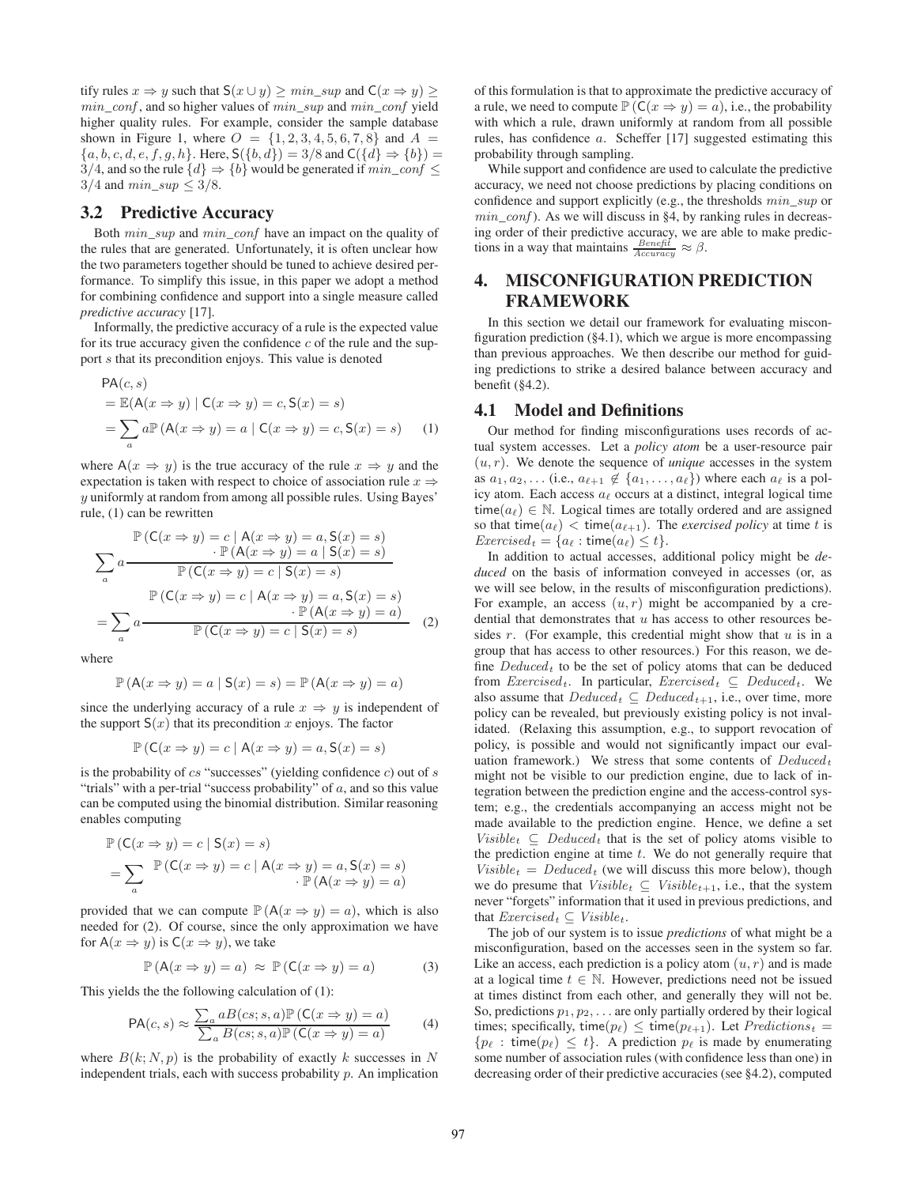tify rules $x \Rightarrow y$ such that $\mathsf{S}(x \cup y) \geq min\_sup$ and $\mathsf{C}(x \Rightarrow y) \geq min\_conf$, and so higher values of $min\_sup$ and $min\_conf$ yield higher quality rules. For example, consider the sample database shown in Figure 1, where $O = \{1,2,3,4,5,6,7,8\}$ and $A = \{a,b,c,d,e,f,g,h\}$. Here, $\mathsf{S}(\{b,d\}) = 3/8$ and $\mathsf{C}(\{d\} \Rightarrow \{b\}) = 3/4$, and so the rule $\{d\} \Rightarrow \{b\}$ would be generated if $min\_conf \leq 3/4$ and $min\_sup \leq 3/8$.

### 3.2 Predictive Accuracy

Both $min\_sup$ and $min\_conf$ have an impact on the quality of the rules that are generated. Unfortunately, it is often unclear how the two parameters together should be tuned to achieve desired performance. To simplify this issue, in this paper we adopt a method for combining confidence and support into a single measure called *predictive accuracy* [17].

Informally, the predictive accuracy of a rule is the expected value for its true accuracy given the confidence $c$ of the rule and the support $s$ that its precondition enjoys. This value is denoted

$$
\begin{aligned}
&\mathsf{PA}(c,s) \\
&= \mathbb{E}(\mathsf{A}(x \Rightarrow y) \mid \mathsf{C}(x \Rightarrow y) = c, \mathsf{S}(x) = s) \\
&= \sum_a a\mathbb{P}\left(\mathsf{A}(x \Rightarrow y) = a \mid \mathsf{C}(x \Rightarrow y) = c, \mathsf{S}(x) = s\right) \qquad (1)
\end{aligned}
$$

where $\mathsf{A}(x \Rightarrow y)$ is the true accuracy of the rule $x \Rightarrow y$ and the expectation is taken with respect to choice of association rule $x \Rightarrow y$ uniformly at random from among all possible rules. Using Bayes' rule, (1) can be rewritten

$$
\begin{aligned}
&\sum_a a \frac{\mathbb{P}\left(\mathsf{C}(x \Rightarrow y) = c \mid \mathsf{A}(x \Rightarrow y) = a, \mathsf{S}(x) = s\right) \cdot \mathbb{P}\left(\mathsf{A}(x \Rightarrow y) = a \mid \mathsf{S}(x) = s\right)}{\mathbb{P}\left(\mathsf{C}(x \Rightarrow y) = c \mid \mathsf{S}(x) = s\right)} \\
&= \sum_a a \frac{\mathbb{P}\left(\mathsf{C}(x \Rightarrow y) = c \mid \mathsf{A}(x \Rightarrow y) = a, \mathsf{S}(x) = s\right) \cdot \mathbb{P}\left(\mathsf{A}(x \Rightarrow y) = a\right)}{\mathbb{P}\left(\mathsf{C}(x \Rightarrow y) = c \mid \mathsf{S}(x) = s\right)} \qquad (2)
\end{aligned}
$$

where

$$\mathbb{P}\left(\mathsf{A}(x \Rightarrow y) = a \mid \mathsf{S}(x) = s\right) = \mathbb{P}\left(\mathsf{A}(x \Rightarrow y) = a\right)$$

since the underlying accuracy of a rule $x \Rightarrow y$ is independent of the support $\mathsf{S}(x)$ that its precondition $x$ enjoys. The factor

$$\mathbb{P}\left(\mathsf{C}(x \Rightarrow y) = c \mid \mathsf{A}(x \Rightarrow y) = a, \mathsf{S}(x) = s\right)$$

is the probability of $cs$ "successes" (yielding confidence $c$) out of $s$ "trials" with a per-trial "success probability" of $a$, and so this value can be computed using the binomial distribution. Similar reasoning enables computing

$$
\begin{aligned}
&\mathbb{P}\left(\mathsf{C}(x \Rightarrow y) = c \mid \mathsf{S}(x) = s\right) \\
&= \sum_a \mathbb{P}\left(\mathsf{C}(x \Rightarrow y) = c \mid \mathsf{A}(x \Rightarrow y) = a, \mathsf{S}(x) = s\right) \cdot \mathbb{P}\left(\mathsf{A}(x \Rightarrow y) = a\right)
\end{aligned}
$$

provided that we can compute $\mathbb{P}\left(\mathsf{A}(x \Rightarrow y) = a\right)$, which is also needed for (2). Of course, since the only approximation we have for $\mathsf{A}(x \Rightarrow y)$ is $\mathsf{C}(x \Rightarrow y)$, we take

$$\mathbb{P}\left(\mathsf{A}(x \Rightarrow y) = a\right) \approx \mathbb{P}\left(\mathsf{C}(x \Rightarrow y) = a\right) \qquad (3)$$

This yields the the following calculation of (1):

$$\mathsf{PA}(c,s) \approx \frac{\sum_a aB(cs; s, a)\mathbb{P}\left(\mathsf{C}(x \Rightarrow y) = a\right)}{\sum_a B(cs; s, a)\mathbb{P}\left(\mathsf{C}(x \Rightarrow y) = a\right)} \qquad (4)$$

where $B(k; N, p)$ is the probability of exactly $k$ successes in $N$ independent trials, each with success probability $p$. An implication of this formulation is that to approximate the predictive accuracy of a rule, we need to compute $\mathbb{P}\left(\mathsf{C}(x \Rightarrow y) = a\right)$, i.e., the probability with which a rule, drawn uniformly at random from all possible rules, has confidence $a$. Scheffer [17] suggested estimating this probability through sampling.

While support and confidence are used to calculate the predictive accuracy, we need not choose predictions by placing conditions on confidence and support explicitly (e.g., the thresholds $min\_sup$ or $min\_conf$). As we will discuss in §4, by ranking rules in decreasing order of their predictive accuracy, we are able to make predictions in a way that maintains $\frac{Benefit}{Accuracy} \approx \beta$.

## 4. MISCONFIGURATION PREDICTION FRAMEWORK

In this section we detail our framework for evaluating misconfiguration prediction (§4.1), which we argue is more encompassing than previous approaches. We then describe our method for guiding predictions to strike a desired balance between accuracy and benefit (§4.2).

### 4.1 Model and Definitions

Our method for finding misconfigurations uses records of actual system accesses. Let a *policy atom* be a user-resource pair $(u, r)$. We denote the sequence of *unique* accesses in the system as $a_1, a_2, \ldots$ (i.e., $a_{\ell+1} \notin \{a_1, \ldots, a_\ell\}$) where each $a_\ell$ is a policy atom. Each access $a_\ell$ occurs at a distinct, integral logical time $\mathsf{time}(a_\ell) \in \mathbb{N}$. Logical times are totally ordered and are assigned so that $\mathsf{time}(a_\ell) < \mathsf{time}(a_{\ell+1})$. The *exercised policy* at time $t$ is $Exercised_t = \{a_\ell : \mathsf{time}(a_\ell) \leq t\}$.

In addition to actual accesses, additional policy might be *deduced* on the basis of information conveyed in accesses (or, as we will see below, in the results of misconfiguration predictions). For example, an access $(u, r)$ might be accompanied by a credential that demonstrates that $u$ has access to other resources besides $r$. (For example, this credential might show that $u$ is in a group that has access to other resources.) For this reason, we define $Deduced_t$ to be the set of policy atoms that can be deduced from $Exercised_t$. In particular, $Exercised_t \subseteq Deduced_t$. We also assume that $Deduced_t \subseteq Deduced_{t+1}$, i.e., over time, more policy can be revealed, but previously existing policy is not invalidated. (Relaxing this assumption, e.g., to support revocation of policy, is possible and would not significantly impact our evaluation framework.) We stress that some contents of $Deduced_t$ might not be visible to our prediction engine, due to lack of integration between the prediction engine and the access-control system; e.g., the credentials accompanying an access might not be made available to the prediction engine. Hence, we define a set $Visible_t \subseteq Deduced_t$ that is the set of policy atoms visible to the prediction engine at time $t$. We do not generally require that $Visible_t = Deduced_t$ (we will discuss this more below), though we do presume that $Visible_t \subseteq Visible_{t+1}$, i.e., that the system never "forgets" information that it used in previous predictions, and that $Exercised_t \subseteq Visible_t$.

The job of our system is to issue *predictions* of what might be a misconfiguration, based on the accesses seen in the system so far. Like an access, each prediction is a policy atom $(u, r)$ and is made at a logical time $t \in \mathbb{N}$. However, predictions need not be issued at times distinct from each other, and generally they will not be. So, predictions $p_1, p_2, \ldots$ are only partially ordered by their logical times; specifically, $\mathsf{time}(p_\ell) \leq \mathsf{time}(p_{\ell+1})$. Let $Predictions_t = \{p_\ell : \mathsf{time}(p_\ell) \leq t\}$. A prediction $p_\ell$ is made by enumerating some number of association rules (with confidence less than one) in decreasing order of their predictive accuracies (see §4.2), computed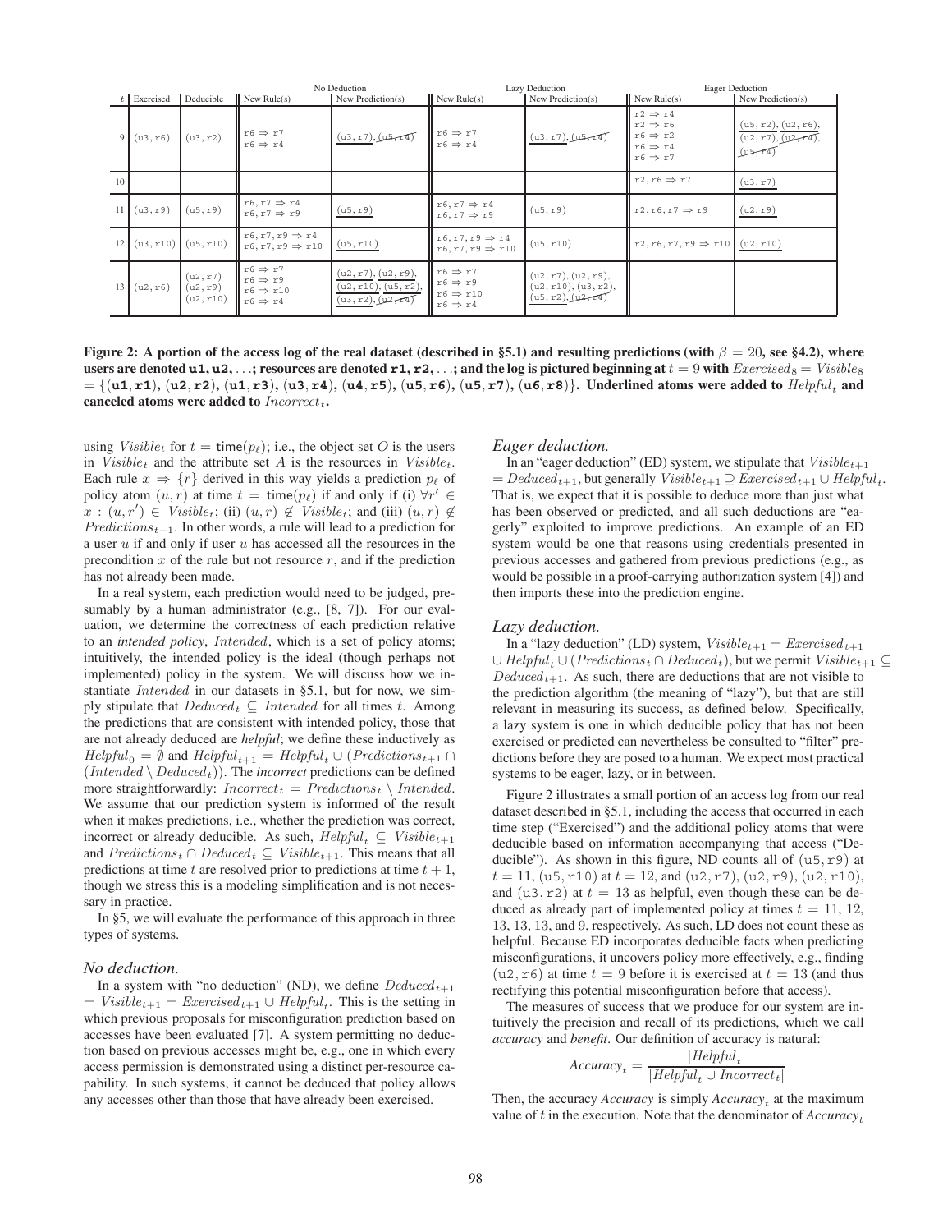| | | | No Deduction | | Lazy Deduction | | Eager Deduction | |
|---|---|---|---|---|---|---|---|---|
| $t$ | Exercised | Deducible | New Rule(s) | New Prediction(s) | New Rule(s) | New Prediction(s) | New Rule(s) | New Prediction(s) |
| 9 | (u3, r6) | (u3, r2) | r6 ⇒ r7<br>r6 ⇒ r4 | <u>(u3, r7)</u>, ~~(u5, r4)~~ | r6 ⇒ r7<br>r6 ⇒ r4 | <u>(u3, r7)</u>, ~~(u5, r4)~~ | r2 ⇒ r4<br>r2 ⇒ r6<br>r6 ⇒ r2<br>r6 ⇒ r4<br>r6 ⇒ r7 | <u>(u5, r2)</u>, <u>(u2, r6)</u>,<br><u>(u2, r7)</u>, ~~(u2, r4)~~,<br>~~(u5, r4)~~ |
| 10 | | | | | | | r2, r6 ⇒ r7 | <u>(u3, r7)</u> |
| 11 | (u3, r9) | (u5, r9) | r6, r7 ⇒ r4<br>r6, r7 ⇒ r9 | <u>(u5, r9)</u> | r6, r7 ⇒ r4<br>r6, r7 ⇒ r9 | (u5, r9) | r2, r6, r7 ⇒ r9 | <u>(u2, r9)</u> |
| 12 | (u3, r10) | (u5, r10) | r6, r7, r9 ⇒ r4<br>r6, r7, r9 ⇒ r10 | <u>(u5, r10)</u> | r6, r7, r9 ⇒ r4<br>r6, r7, r9 ⇒ r10 | (u5, r10) | r2, r6, r7, r9 ⇒ r10 | <u>(u2, r10)</u> |
| 13 | (u2, r6) | (u2, r7)<br>(u2, r9)<br>(u2, r10) | r6 ⇒ r7<br>r6 ⇒ r9<br>r6 ⇒ r10<br>r6 ⇒ r4 | <u>(u2, r7)</u>, <u>(u2, r9)</u>,<br><u>(u2, r10)</u>, <u>(u5, r2)</u>,<br><u>(u3, r2)</u>, ~~(u2, r4)~~ | r6 ⇒ r7<br>r6 ⇒ r9<br>r6 ⇒ r10<br>r6 ⇒ r4 | (u2, r7), (u2, r9),<br>(u2, r10), (u3, r2),<br><u>(u5, r2)</u>, ~~(u2, r4)~~ | | |

**Figure 2: A portion of the access log of the real dataset (described in §5.1) and resulting predictions (with $\beta = 20$, see §4.2), where users are denoted u1, u2, ...; resources are denoted r1, r2, ...; and the log is pictured beginning at $t = 9$ with $Exercised_8 = Visible_8$ $= \{$(u1, r1), (u2, r2), (u1, r3), (u3, r4), (u4, r5), (u5, r6), (u5, r7), (u6, r8)$\}$. Underlined atoms were added to $Helpful_t$ and canceled atoms were added to $Incorrect_t$.**

using $Visible_t$ for $t = \mathsf{time}(p_\ell)$; i.e., the object set $O$ is the users in $Visible_t$ and the attribute set $A$ is the resources in $Visible_t$. Each rule $x \Rightarrow \{r\}$ derived in this way yields a prediction $p_\ell$ of policy atom $(u, r)$ at time $t = \mathsf{time}(p_\ell)$ if and only if (i) $\forall r' \in x : (u, r') \in Visible_t$; (ii) $(u, r) \notin Visible_t$; and (iii) $(u, r) \notin Predictions_{t-1}$. In other words, a rule will lead to a prediction for a user $u$ if and only if user $u$ has accessed all the resources in the precondition $x$ of the rule but not resource $r$, and if the prediction has not already been made.

In a real system, each prediction would need to be judged, presumably by a human administrator (e.g., [8, 7]). For our evaluation, we determine the correctness of each prediction relative to an *intended policy*, $Intended$, which is a set of policy atoms; intuitively, the intended policy is the ideal (though perhaps not implemented) policy in the system. We will discuss how we instantiate $Intended$ in our datasets in §5.1, but for now, we simply stipulate that $Deduced_t \subseteq Intended$ for all times $t$. Among the predictions that are consistent with intended policy, those that are not already deduced are *helpful*; we define these inductively as $Helpful_0 = \emptyset$ and $Helpful_{t+1} = Helpful_t \cup (Predictions_{t+1} \cap (Intended \setminus Deduced_t))$. The *incorrect* predictions can be defined more straightforwardly: $Incorrect_t = Predictions_t \setminus Intended$. We assume that our prediction system is informed of the result when it makes predictions, i.e., whether the prediction was correct, incorrect or already deducible. As such, $Helpful_t \subseteq Visible_{t+1}$ and $Predictions_t \cap Deduced_t \subseteq Visible_{t+1}$. This means that all predictions at time $t$ are resolved prior to predictions at time $t + 1$, though we stress this is a modeling simplification and is not necessary in practice.

In §5, we will evaluate the performance of this approach in three types of systems.

### No deduction.

In a system with "no deduction" (ND), we define $Deduced_{t+1} = Visible_{t+1} = Exercised_{t+1} \cup Helpful_t$. This is the setting in which previous proposals for misconfiguration prediction based on accesses have been evaluated [7]. A system permitting no deduction based on previous accesses might be, e.g., one in which every access permission is demonstrated using a distinct per-resource capability. In such systems, it cannot be deduced that policy allows any accesses other than those that have already been exercised.

### Eager deduction.

In an "eager deduction" (ED) system, we stipulate that $Visible_{t+1} = Deduced_{t+1}$, but generally $Visible_{t+1} \supseteq Exercised_{t+1} \cup Helpful_t$. That is, we expect that it is possible to deduce more than just what has been observed or predicted, and all such deductions are "eagerly" exploited to improve predictions. An example of an ED system would be one that reasons using credentials presented in previous accesses and gathered from previous predictions (e.g., as would be possible in a proof-carrying authorization system [4]) and then imports these into the prediction engine.

### Lazy deduction.

In a "lazy deduction" (LD) system, $Visible_{t+1} = Exercised_{t+1} \cup Helpful_t \cup (Predictions_t \cap Deduced_t)$, but we permit $Visible_{t+1} \subseteq Deduced_{t+1}$. As such, there are deductions that are not visible to the prediction algorithm (the meaning of "lazy"), but that are still relevant in measuring its success, as defined below. Specifically, a lazy system is one in which deducible policy that has not been exercised or predicted can nevertheless be consulted to "filter" predictions before they are posed to a human. We expect most practical systems to be eager, lazy, or in between.

Figure 2 illustrates a small portion of an access log from our real dataset described in §5.1, including the access that occurred in each time step ("Exercised") and the additional policy atoms that were deducible based on information accompanying that access ("Deducible"). As shown in this figure, ND counts all of (u5, r9) at $t = 11$, (u5, r10) at $t = 12$, and (u2, r7), (u2, r9), (u2, r10), and (u3, r2) at $t = 13$ as helpful, even though these can be deduced as already part of implemented policy at times $t = 11$, 12, 13, 13, 13, and 9, respectively. As such, LD does not count these as helpful. Because ED incorporates deducible facts when predicting misconfigurations, it uncovers policy more effectively, e.g., finding (u2, r6) at time $t = 9$ before it is exercised at $t = 13$ (and thus rectifying this potential misconfiguration before that access).

The measures of success that we produce for our system are intuitively the precision and recall of its predictions, which we call *accuracy* and *benefit*. Our definition of accuracy is natural:

$$Accuracy_t = \frac{|Helpful_t|}{|Helpful_t \cup Incorrect_t|}$$

Then, the accuracy *Accuracy* is simply $Accuracy_t$ at the maximum value of $t$ in the execution. Note that the denominator of $Accuracy_t$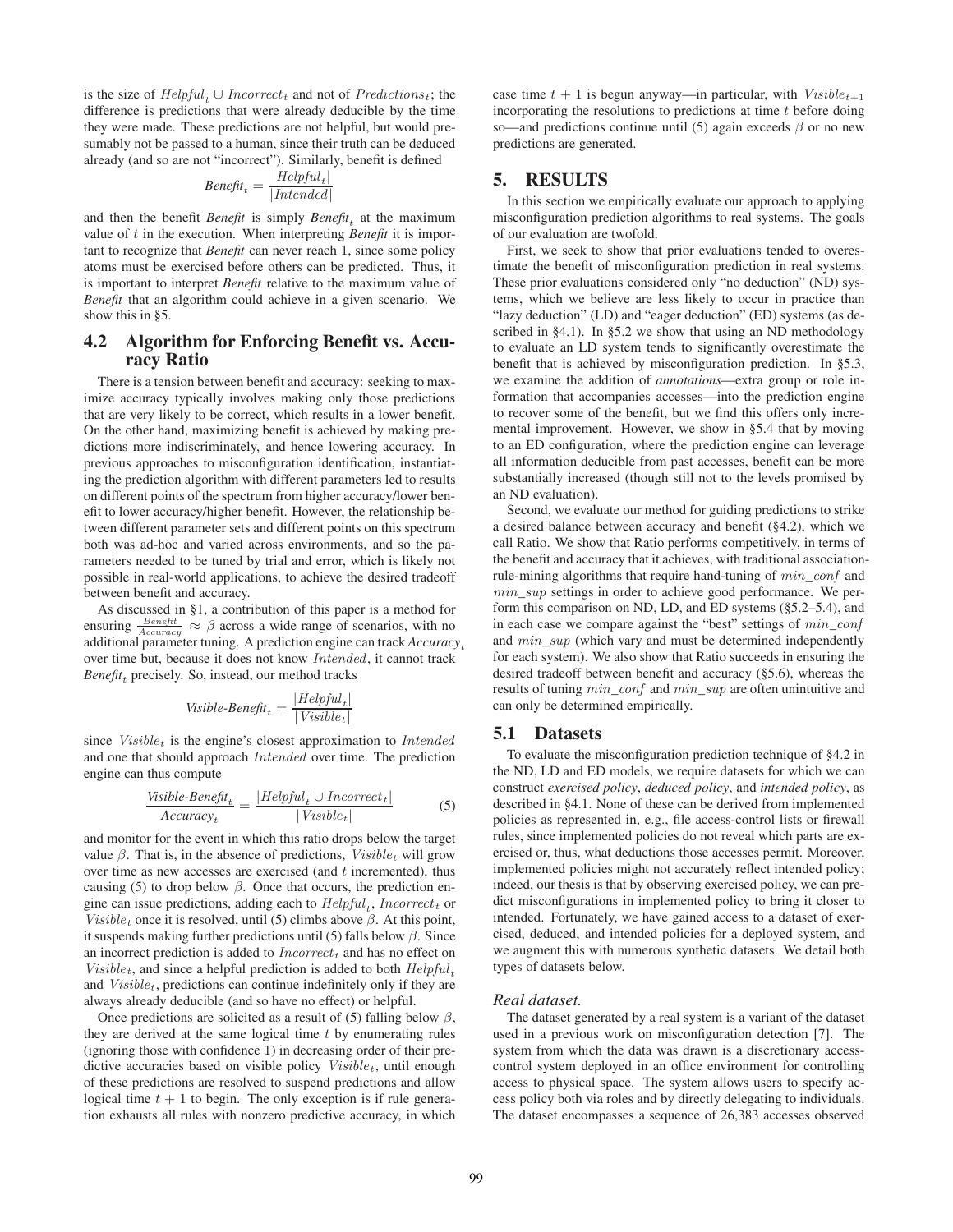is the size of $Helpful_t \cup Incorrect_t$ and not of $Predictions_t$; the difference is predictions that were already deducible by the time they were made. These predictions are not helpful, but would presumably not be passed to a human, since their truth can be deduced already (and so are not "incorrect"). Similarly, benefit is defined

$$Benefit_t = \frac{|Helpful_t|}{|Intended|}$$

and then the benefit *Benefit* is simply $Benefit_t$ at the maximum value of $t$ in the execution. When interpreting *Benefit* it is important to recognize that *Benefit* can never reach 1, since some policy atoms must be exercised before others can be predicted. Thus, it is important to interpret *Benefit* relative to the maximum value of *Benefit* that an algorithm could achieve in a given scenario. We show this in §5.

## 4.2 Algorithm for Enforcing Benefit vs. Accuracy Ratio

There is a tension between benefit and accuracy: seeking to maximize accuracy typically involves making only those predictions that are very likely to be correct, which results in a lower benefit. On the other hand, maximizing benefit is achieved by making predictions more indiscriminately, and hence lowering accuracy. In previous approaches to misconfiguration identification, instantiating the prediction algorithm with different parameters led to results on different points of the spectrum from higher accuracy/lower benefit to lower accuracy/higher benefit. However, the relationship between different parameter sets and different points on this spectrum both was ad-hoc and varied across environments, and so the parameters needed to be tuned by trial and error, which is likely not possible in real-world applications, to achieve the desired tradeoff between benefit and accuracy.

As discussed in §1, a contribution of this paper is a method for ensuring $\frac{Benefit}{Accuracy} \approx \beta$ across a wide range of scenarios, with no additional parameter tuning. A prediction engine can track $Accuracy_t$ over time but, because it does not know $Intended$, it cannot track $Benefit_t$ precisely. So, instead, our method tracks

$$Visible\text{-}Benefit_t = \frac{|Helpful_t|}{|Visible_t|}$$

since $Visible_t$ is the engine's closest approximation to $Intended$ and one that should approach $Intended$ over time. The prediction engine can thus compute

$$\frac{Visible\text{-}Benefit_t}{Accuracy_t} = \frac{|Helpful_t \cup Incorrect_t|}{|Visible_t|} \qquad (5)$$

and monitor for the event in which this ratio drops below the target value $\beta$. That is, in the absence of predictions, $Visible_t$ will grow over time as new accesses are exercised (and $t$ incremented), thus causing (5) to drop below $\beta$. Once that occurs, the prediction engine can issue predictions, adding each to $Helpful_t$, $Incorrect_t$ or $Visible_t$ once it is resolved, until (5) climbs above $\beta$. At this point, it suspends making further predictions until (5) falls below $\beta$. Since an incorrect prediction is added to $Incorrect_t$ and has no effect on $Visible_t$, and since a helpful prediction is added to both $Helpful_t$ and $Visible_t$, predictions can continue indefinitely only if they are always already deducible (and so have no effect) or helpful.

Once predictions are solicited as a result of (5) falling below $\beta$, they are derived at the same logical time $t$ by enumerating rules (ignoring those with confidence 1) in decreasing order of their predictive accuracies based on visible policy $Visible_t$, until enough of these predictions are resolved to suspend predictions and allow logical time $t+1$ to begin. The only exception is if rule generation exhausts all rules with nonzero predictive accuracy, in which case time $t+1$ is begun anyway—in particular, with $Visible_{t+1}$ incorporating the resolutions to predictions at time $t$ before doing so—and predictions continue until (5) again exceeds $\beta$ or no new predictions are generated.

# 5. RESULTS

In this section we empirically evaluate our approach to applying misconfiguration prediction algorithms to real systems. The goals of our evaluation are twofold.

First, we seek to show that prior evaluations tended to overestimate the benefit of misconfiguration prediction in real systems. These prior evaluations considered only "no deduction" (ND) systems, which we believe are less likely to occur in practice than "lazy deduction" (LD) and "eager deduction" (ED) systems (as described in §4.1). In §5.2 we show that using an ND methodology to evaluate an LD system tends to significantly overestimate the benefit that is achieved by misconfiguration prediction. In §5.3, we examine the addition of *annotations*—extra group or role information that accompanies accesses—into the prediction engine to recover some of the benefit, but we find this offers only incremental improvement. However, we show in §5.4 that by moving to an ED configuration, where the prediction engine can leverage all information deducible from past accesses, benefit can be more substantially increased (though still not to the levels promised by an ND evaluation).

Second, we evaluate our method for guiding predictions to strike a desired balance between accuracy and benefit (§4.2), which we call Ratio. We show that Ratio performs competitively, in terms of the benefit and accuracy that it achieves, with traditional association-rule-mining algorithms that require hand-tuning of $min\_conf$ and $min\_sup$ settings in order to achieve good performance. We perform this comparison on ND, LD, and ED systems (§5.2–5.4), and in each case we compare against the "best" settings of $min\_conf$ and $min\_sup$ (which vary and must be determined independently for each system). We also show that Ratio succeeds in ensuring the desired tradeoff between benefit and accuracy (§5.6), whereas the results of tuning $min\_conf$ and $min\_sup$ are often unintuitive and can only be determined empirically.

## 5.1 Datasets

To evaluate the misconfiguration prediction technique of §4.2 in the ND, LD and ED models, we require datasets for which we can construct *exercised policy*, *deduced policy*, and *intended policy*, as described in §4.1. None of these can be derived from implemented policies as represented in, e.g., file access-control lists or firewall rules, since implemented policies do not reveal which parts are exercised or, thus, what deductions those accesses permit. Moreover, implemented policies might not accurately reflect intended policy; indeed, our thesis is that by observing exercised policy, we can predict misconfigurations in implemented policy to bring it closer to intended. Fortunately, we have gained access to a dataset of exercised, deduced, and intended policies for a deployed system, and we augment this with numerous synthetic datasets. We detail both types of datasets below.

### *Real dataset.*

The dataset generated by a real system is a variant of the dataset used in a previous work on misconfiguration detection [7]. The system from which the data was drawn is a discretionary access-control system deployed in an office environment for controlling access to physical space. The system allows users to specify access policy both via roles and by directly delegating to individuals. The dataset encompasses a sequence of 26,383 accesses observed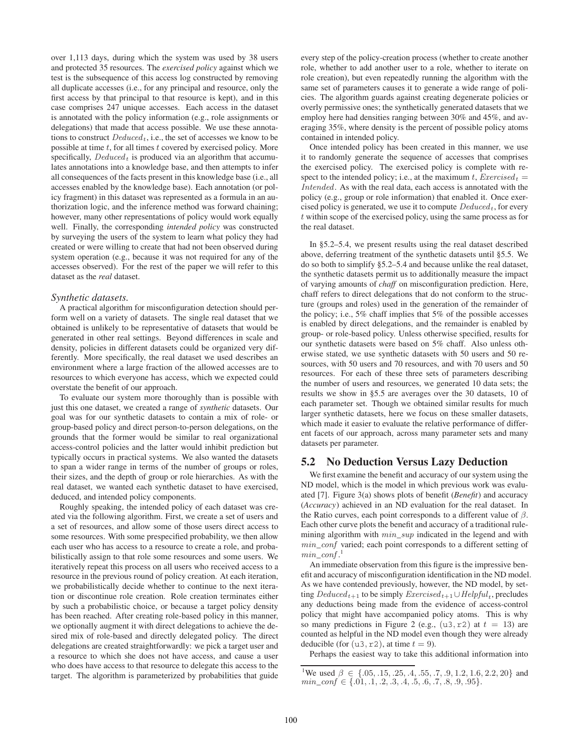over 1,113 days, during which the system was used by 38 users and protected 35 resources. The *exercised policy* against which we test is the subsequence of this access log constructed by removing all duplicate accesses (i.e., for any principal and resource, only the first access by that principal to that resource is kept), and in this case comprises 247 unique accesses. Each access in the dataset is annotated with the policy information (e.g., role assignments or delegations) that made that access possible. We use these annotations to construct $Deduced_t$, i.e., the set of accesses we know to be possible at time $t$, for all times $t$ covered by exercised policy. More specifically, $Deduced_t$ is produced via an algorithm that accumulates annotations into a knowledge base, and then attempts to infer all consequences of the facts present in this knowledge base (i.e., all accesses enabled by the knowledge base). Each annotation (or policy fragment) in this dataset was represented as a formula in an authorization logic, and the inference method was forward chaining; however, many other representations of policy would work equally well. Finally, the corresponding *intended policy* was constructed by surveying the users of the system to learn what policy they had created or were willing to create that had not been observed during system operation (e.g., because it was not required for any of the accesses observed). For the rest of the paper we will refer to this dataset as the *real* dataset.

*Synthetic datasets.*

A practical algorithm for misconfiguration detection should perform well on a variety of datasets. The single real dataset that we obtained is unlikely to be representative of datasets that would be generated in other real settings. Beyond differences in scale and density, policies in different datasets could be organized very differently. More specifically, the real dataset we used describes an environment where a large fraction of the allowed accesses are to resources to which everyone has access, which we expected could overstate the benefit of our approach.

To evaluate our system more thoroughly than is possible with just this one dataset, we created a range of *synthetic* datasets. Our goal was for our synthetic datasets to contain a mix of role- or group-based policy and direct person-to-person delegations, on the grounds that the former would be similar to real organizational access-control policies and the latter would inhibit prediction but typically occurs in practical systems. We also wanted the datasets to span a wider range in terms of the number of groups or roles, their sizes, and the depth of group or role hierarchies. As with the real dataset, we wanted each synthetic dataset to have exercised, deduced, and intended policy components.

Roughly speaking, the intended policy of each dataset was created via the following algorithm. First, we create a set of users and a set of resources, and allow some of those users direct access to some resources. With some prespecified probability, we then allow each user who has access to a resource to create a role, and probabilistically assign to that role some resources and some users. We iteratively repeat this process on all users who received access to a resource in the previous round of policy creation. At each iteration, we probabilistically decide whether to continue to the next iteration or discontinue role creation. Role creation terminates either by such a probabilistic choice, or because a target policy density has been reached. After creating role-based policy in this manner, we optionally augment it with direct delegations to achieve the desired mix of role-based and directly delegated policy. The direct delegations are created straightforwardly: we pick a target user and a resource to which she does not have access, and cause a user who does have access to that resource to delegate this access to the target. The algorithm is parameterized by probabilities that guide every step of the policy-creation process (whether to create another role, whether to add another user to a role, whether to iterate on role creation), but even repeatedly running the algorithm with the same set of parameters causes it to generate a wide range of policies. The algorithm guards against creating degenerate policies or overly permissive ones; the synthetically generated datasets that we employ here had densities ranging between 30% and 45%, and averaging 35%, where density is the percent of possible policy atoms contained in intended policy.

Once intended policy has been created in this manner, we use it to randomly generate the sequence of accesses that comprises the exercised policy. The exercised policy is complete with respect to the intended policy; i.e., at the maximum $t$, $Exercised_t = Intended$. As with the real data, each access is annotated with the policy (e.g., group or role information) that enabled it. Once exercised policy is generated, we use it to compute $Deduced_t$, for every $t$ within scope of the exercised policy, using the same process as for the real dataset.

In §5.2–5.4, we present results using the real dataset described above, deferring treatment of the synthetic datasets until §5.5. We do so both to simplify §5.2–5.4 and because unlike the real dataset, the synthetic datasets permit us to additionally measure the impact of varying amounts of *chaff* on misconfiguration prediction. Here, chaff refers to direct delegations that do not conform to the structure (groups and roles) used in the generation of the remainder of the policy; i.e., 5% chaff implies that 5% of the possible accesses is enabled by direct delegations, and the remainder is enabled by group- or role-based policy. Unless otherwise specified, results for our synthetic datasets were based on 5% chaff. Also unless otherwise stated, we use synthetic datasets with 50 users and 50 resources, with 50 users and 70 resources, and with 70 users and 50 resources. For each of these three sets of parameters describing the number of users and resources, we generated 10 data sets; the results we show in §5.5 are averages over the 30 datasets, 10 of each parameter set. Though we obtained similar results for much larger synthetic datasets, here we focus on these smaller datasets, which made it easier to evaluate the relative performance of different facets of our approach, across many parameter sets and many datasets per parameter.

## 5.2 No Deduction Versus Lazy Deduction

We first examine the benefit and accuracy of our system using the ND model, which is the model in which previous work was evaluated [7]. Figure 3(a) shows plots of benefit (***Benefit***) and accuracy (***Accuracy***) achieved in an ND evaluation for the real dataset. In the Ratio curves, each point corresponds to a different value of $\beta$. Each other curve plots the benefit and accuracy of a traditional rule-mining algorithm with $min\_sup$ indicated in the legend and with $min\_conf$ varied; each point corresponds to a different setting of $min\_conf$.[1]

An immediate observation from this figure is the impressive benefit and accuracy of misconfiguration identification in the ND model. As we have contended previously, however, the ND model, by setting $Deduced_{t+1}$ to be simply $Exercised_{t+1} \cup Helpful_t$, precludes any deductions being made from the evidence of access-control policy that might have accompanied policy atoms. This is why so many predictions in Figure 2 (e.g., $(\texttt{u3}, \texttt{r2})$ at $t = 13$) are counted as helpful in the ND model even though they were already deducible (for $(\texttt{u3}, \texttt{r2})$, at time $t = 9$).

Perhaps the easiest way to take this additional information into

[1] We used $\beta \in \{.05, .15, .25, .4, .55, .7, .9, 1.2, 1.6, 2.2, 20\}$ and $min\_conf \in \{.01, .1, .2, .3, .4, .5, .6, .7, .8, .9, .95\}$.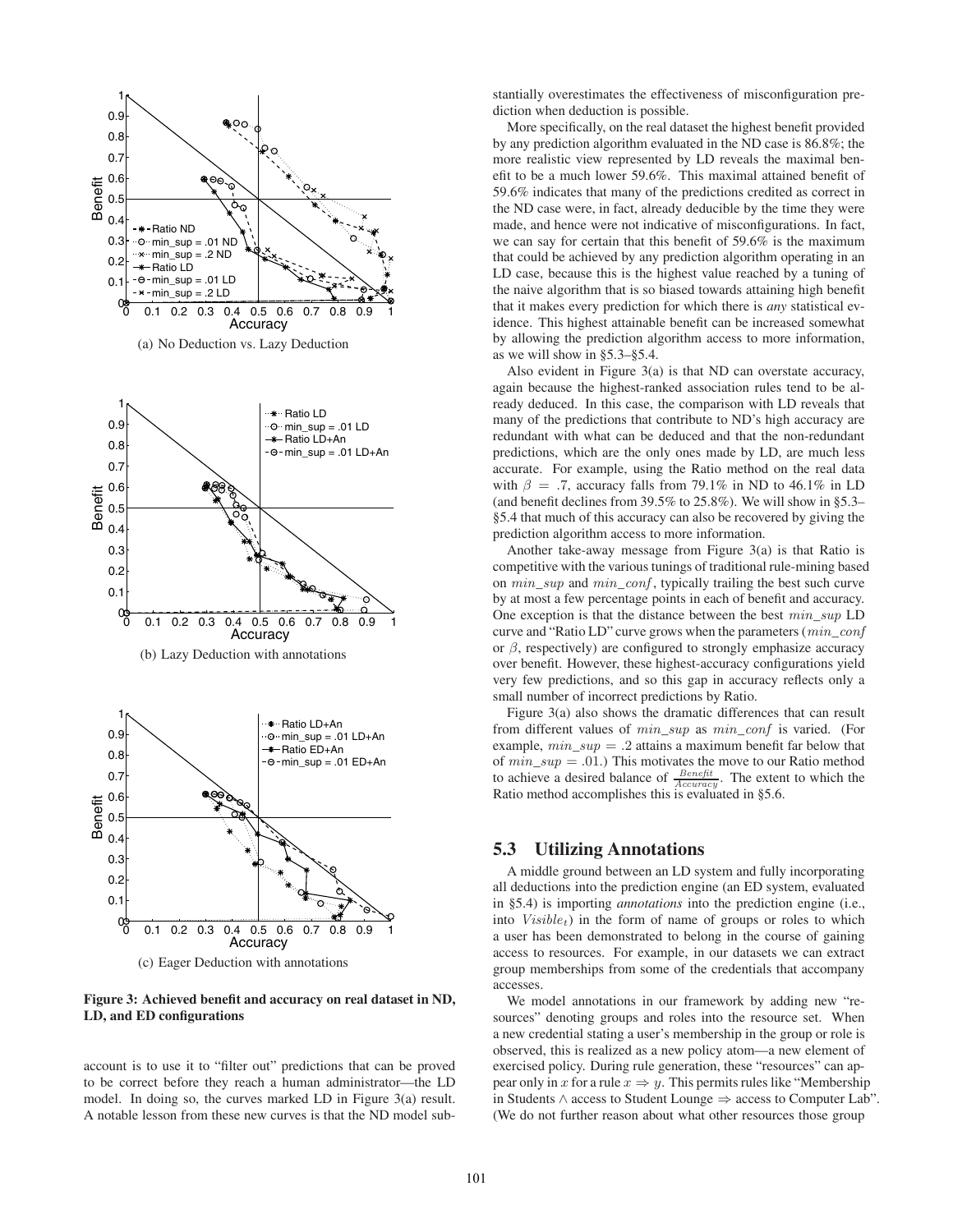(a) No Deduction vs. Lazy Deduction

(b) Lazy Deduction with annotations

(c) Eager Deduction with annotations

**Figure 3: Achieved benefit and accuracy on real dataset in ND, LD, and ED configurations**

account is to use it to "filter out" predictions that can be proved to be correct before they reach a human administrator—the LD model. In doing so, the curves marked LD in Figure 3(a) result. A notable lesson from these new curves is that the ND model substantially overestimates the effectiveness of misconfiguration prediction when deduction is possible.

More specifically, on the real dataset the highest benefit provided by any prediction algorithm evaluated in the ND case is 86.8%; the more realistic view represented by LD reveals the maximal benefit to be a much lower 59.6%. This maximal attained benefit of 59.6% indicates that many of the predictions credited as correct in the ND case were, in fact, already deducible by the time they were made, and hence were not indicative of misconfigurations. In fact, we can say for certain that this benefit of 59.6% is the maximum that could be achieved by any prediction algorithm operating in an LD case, because this is the highest value reached by a tuning of the naive algorithm that is so biased towards attaining high benefit that it makes every prediction for which there is *any* statistical evidence. This highest attainable benefit can be increased somewhat by allowing the prediction algorithm access to more information, as we will show in §5.3–§5.4.

Also evident in Figure 3(a) is that ND can overstate accuracy, again because the highest-ranked association rules tend to be already deduced. In this case, the comparison with LD reveals that many of the predictions that contribute to ND's high accuracy are redundant with what can be deduced and that the non-redundant predictions, which are the only ones made by LD, are much less accurate. For example, using the Ratio method on the real data with $\beta = .7$, accuracy falls from 79.1% in ND to 46.1% in LD (and benefit declines from 39.5% to 25.8%). We will show in §5.3–§5.4 that much of this accuracy can also be recovered by giving the prediction algorithm access to more information.

Another take-away message from Figure 3(a) is that Ratio is competitive with the various tunings of traditional rule-mining based on $min\_sup$ and $min\_conf$, typically trailing the best such curve by at most a few percentage points in each of benefit and accuracy. One exception is that the distance between the best $min\_sup$ LD curve and "Ratio LD" curve grows when the parameters ($min\_conf$ or $\beta$, respectively) are configured to strongly emphasize accuracy over benefit. However, these highest-accuracy configurations yield very few predictions, and so this gap in accuracy reflects only a small number of incorrect predictions by Ratio.

Figure 3(a) also shows the dramatic differences that can result from different values of $min\_sup$ as $min\_conf$ is varied. (For example, $min\_sup = .2$ attains a maximum benefit far below that of $min\_sup = .01$.) This motivates the move to our Ratio method to achieve a desired balance of $\frac{Benefit}{Accuracy}$. The extent to which the Ratio method accomplishes this is evaluated in §5.6.

## 5.3 Utilizing Annotations

A middle ground between an LD system and fully incorporating all deductions into the prediction engine (an ED system, evaluated in §5.4) is importing *annotations* into the prediction engine (i.e., into $Visible_t$) in the form of name of groups or roles to which a user has been demonstrated to belong in the course of gaining access to resources. For example, in our datasets we can extract group memberships from some of the credentials that accompany accesses.

We model annotations in our framework by adding new "resources" denoting groups and roles into the resource set. When a new credential stating a user's membership in the group or role is observed, this is realized as a new policy atom—a new element of exercised policy. During rule generation, these "resources" can appear only in $x$ for a rule $x \Rightarrow y$. This permits rules like "Membership in Students $\wedge$ access to Student Lounge $\Rightarrow$ access to Computer Lab". (We do not further reason about what other resources those group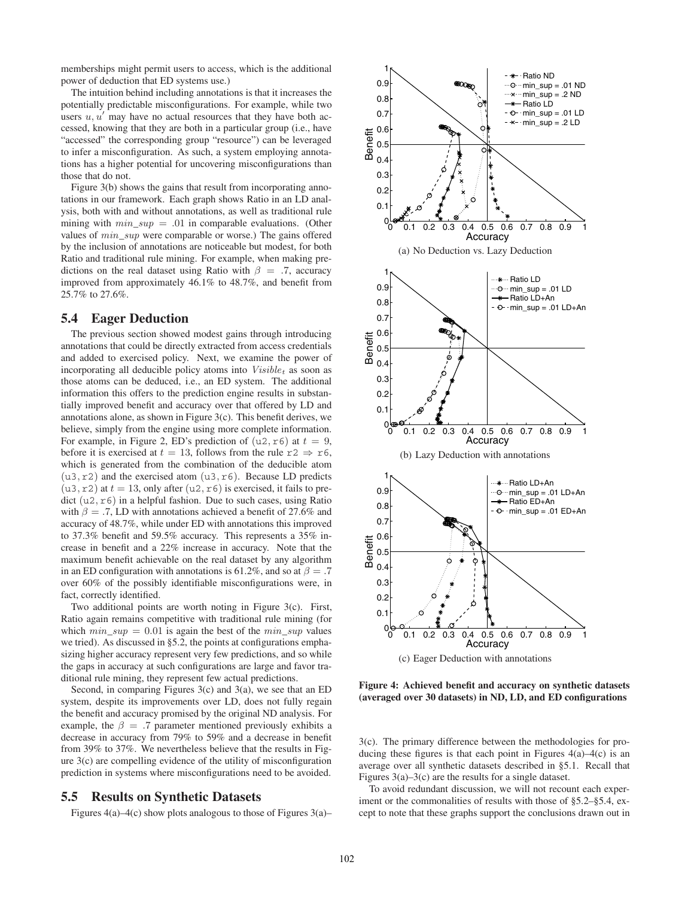memberships might permit users to access, which is the additional power of deduction that ED systems use.)

The intuition behind including annotations is that it increases the potentially predictable misconfigurations. For example, while two users $u, u'$ may have no actual resources that they have both accessed, knowing that they are both in a particular group (i.e., have "accessed" the corresponding group "resource") can be leveraged to infer a misconfiguration. As such, a system employing annotations has a higher potential for uncovering misconfigurations than those that do not.

Figure 3(b) shows the gains that result from incorporating annotations in our framework. Each graph shows Ratio in an LD analysis, both with and without annotations, as well as traditional rule mining with $min\_sup = .01$ in comparable evaluations. (Other values of $min\_sup$ were comparable or worse.) The gains offered by the inclusion of annotations are noticeable but modest, for both Ratio and traditional rule mining. For example, when making predictions on the real dataset using Ratio with $\beta = .7$, accuracy improved from approximately 46.1% to 48.7%, and benefit from 25.7% to 27.6%.

## 5.4 Eager Deduction

The previous section showed modest gains through introducing annotations that could be directly extracted from access credentials and added to exercised policy. Next, we examine the power of incorporating all deducible policy atoms into $Visible_t$ as soon as those atoms can be deduced, i.e., an ED system. The additional information this offers to the prediction engine results in substantially improved benefit and accuracy over that offered by LD and annotations alone, as shown in Figure 3(c). This benefit derives, we believe, simply from the engine using more complete information. For example, in Figure 2, ED's prediction of (u2, r6) at $t = 9$, before it is exercised at $t = 13$, follows from the rule r2 $\Rightarrow$ r6, which is generated from the combination of the deducible atom (u3, r2) and the exercised atom (u3, r6). Because LD predicts (u3, r2) at $t = 13$, only after (u2, r6) is exercised, it fails to predict (u2, r6) in a helpful fashion. Due to such cases, using Ratio with $\beta = .7$, LD with annotations achieved a benefit of 27.6% and accuracy of 48.7%, while under ED with annotations this improved to 37.3% benefit and 59.5% accuracy. This represents a 35% increase in benefit and a 22% increase in accuracy. Note that the maximum benefit achievable on the real dataset by any algorithm in an ED configuration with annotations is 61.2%, and so at $\beta = .7$ over 60% of the possibly identifiable misconfigurations were, in fact, correctly identified.

Two additional points are worth noting in Figure 3(c). First, Ratio again remains competitive with traditional rule mining (for which $min\_sup = 0.01$ is again the best of the $min\_sup$ values we tried). As discussed in §5.2, the points at configurations emphasizing higher accuracy represent very few predictions, and so while the gaps in accuracy at such configurations are large and favor traditional rule mining, they represent few actual predictions.

Second, in comparing Figures 3(c) and 3(a), we see that an ED system, despite its improvements over LD, does not fully regain the benefit and accuracy promised by the original ND analysis. For example, the $\beta = .7$ parameter mentioned previously exhibits a decrease in accuracy from 79% to 59% and a decrease in benefit from 39% to 37%. We nevertheless believe that the results in Figure 3(c) are compelling evidence of the utility of misconfiguration prediction in systems where misconfigurations need to be avoided.

## 5.5 Results on Synthetic Datasets

Figures 4(a)–4(c) show plots analogous to those of Figures 3(a)–3(c). The primary difference between the methodologies for producing these figures is that each point in Figures 4(a)–4(c) is an average over all synthetic datasets described in §5.1. Recall that Figures 3(a)–3(c) are the results for a single dataset.

To avoid redundant discussion, we will not recount each experiment or the commonalities of results with those of §5.2–§5.4, except to note that these graphs support the conclusions drawn out in

(a) No Deduction vs. Lazy Deduction

(b) Lazy Deduction with annotations

(c) Eager Deduction with annotations

**Figure 4: Achieved benefit and accuracy on synthetic datasets (averaged over 30 datasets) in ND, LD, and ED configurations**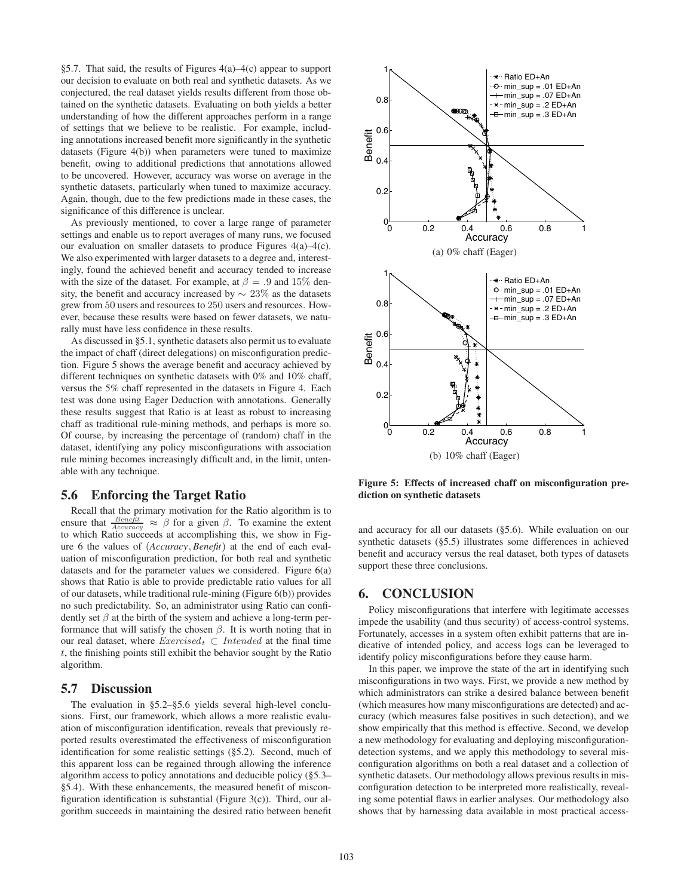§5.7. That said, the results of Figures 4(a)–4(c) appear to support our decision to evaluate on both real and synthetic datasets. As we conjectured, the real dataset yields results different from those obtained on the synthetic datasets. Evaluating on both yields a better understanding of how the different approaches perform in a range of settings that we believe to be realistic. For example, including annotations increased benefit more significantly in the synthetic datasets (Figure 4(b)) when parameters were tuned to maximize benefit, owing to additional predictions that annotations allowed to be uncovered. However, accuracy was worse on average in the synthetic datasets, particularly when tuned to maximize accuracy. Again, though, due to the few predictions made in these cases, the significance of this difference is unclear.

As previously mentioned, to cover a large range of parameter settings and enable us to report averages of many runs, we focused our evaluation on smaller datasets to produce Figures 4(a)–4(c). We also experimented with larger datasets to a degree and, interestingly, found the achieved benefit and accuracy tended to increase with the size of the dataset. For example, at $\beta = .9$ and 15% density, the benefit and accuracy increased by $\sim 23\%$ as the datasets grew from 50 users and resources to 250 users and resources. However, because these results were based on fewer datasets, we naturally must have less confidence in these results.

As discussed in §5.1, synthetic datasets also permit us to evaluate the impact of chaff (direct delegations) on misconfiguration prediction. Figure 5 shows the average benefit and accuracy achieved by different techniques on synthetic datasets with 0% and 10% chaff, versus the 5% chaff represented in the datasets in Figure 4. Each test was done using Eager Deduction with annotations. Generally these results suggest that Ratio is at least as robust to increasing chaff as traditional rule-mining methods, and perhaps is more so. Of course, by increasing the percentage of (random) chaff in the dataset, identifying any policy misconfigurations with association rule mining becomes increasingly difficult and, in the limit, untenable with any technique.

(a) 0% chaff (Eager)

(b) 10% chaff (Eager)

**Figure 5: Effects of increased chaff on misconfiguration prediction on synthetic datasets**

## 5.6 Enforcing the Target Ratio

Recall that the primary motivation for the Ratio algorithm is to ensure that $\frac{Benefit}{Accuracy} \approx \beta$ for a given $\beta$. To examine the extent to which Ratio succeeds at accomplishing this, we show in Figure 6 the values of (*Accuracy*, *Benefit*) at the end of each evaluation of misconfiguration prediction, for both real and synthetic datasets and for the parameter values we considered. Figure 6(a) shows that Ratio is able to provide predictable ratio values for all of our datasets, while traditional rule-mining (Figure 6(b)) provides no such predictability. So, an administrator using Ratio can confidently set $\beta$ at the birth of the system and achieve a long-term performance that will satisfy the chosen $\beta$. It is worth noting that in our real dataset, where $Exercised_t \subset Intended$ at the final time $t$, the finishing points still exhibit the behavior sought by the Ratio algorithm.

## 5.7 Discussion

The evaluation in §5.2–§5.6 yields several high-level conclusions. First, our framework, which allows a more realistic evaluation of misconfiguration identification, reveals that previously reported results overestimated the effectiveness of misconfiguration identification for some realistic settings (§5.2). Second, much of this apparent loss can be regained through allowing the inference algorithm access to policy annotations and deducible policy (§5.3–§5.4). With these enhancements, the measured benefit of misconfiguration identification is substantial (Figure 3(c)). Third, our algorithm succeeds in maintaining the desired ratio between benefit and accuracy for all our datasets (§5.6). While evaluation on our synthetic datasets (§5.5) illustrates some differences in achieved benefit and accuracy versus the real dataset, both types of datasets support these three conclusions.

# 6. CONCLUSION

Policy misconfigurations that interfere with legitimate accesses impede the usability (and thus security) of access-control systems. Fortunately, accesses in a system often exhibit patterns that are indicative of intended policy, and access logs can be leveraged to identify policy misconfigurations before they cause harm.

In this paper, we improve the state of the art in identifying such misconfigurations in two ways. First, we provide a new method by which administrators can strike a desired balance between benefit (which measures how many misconfigurations are detected) and accuracy (which measures false positives in such detection), and we show empirically that this method is effective. Second, we develop a new methodology for evaluating and deploying misconfiguration-detection systems, and we apply this methodology to several misconfiguration algorithms on both a real dataset and a collection of synthetic datasets. Our methodology allows previous results in misconfiguration detection to be interpreted more realistically, revealing some potential flaws in earlier analyses. Our methodology also shows that by harnessing data available in most practical access-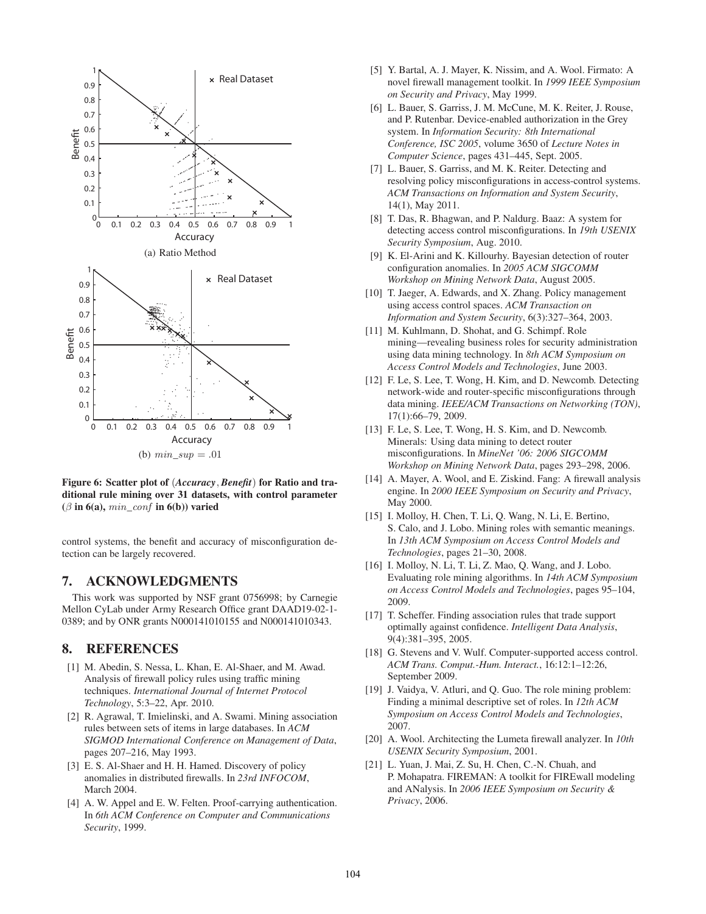1
0.9
0.8
0.7
0.6
0.5
0.4
0.3
0.2
0.1
0
Benefit
0 0.1 0.2 0.3 0.4 0.5 0.6 0.7 0.8 0.9 1
Accuracy
× Real Dataset

(a) Ratio Method

1
0.9
0.8
0.7
0.6
0.5
0.4
0.3
0.2
0.1
0
Benefit
0 0.1 0.2 0.3 0.4 0.5 0.6 0.7 0.8 0.9 1
Accuracy
× Real Dataset

(b) $min\_sup = .01$

**Figure 6: Scatter plot of (*Accuracy*, *Benefit*) for Ratio and traditional rule mining over 31 datasets, with control parameter ($\beta$ in 6(a), $min\_conf$ in 6(b)) varied**

control systems, the benefit and accuracy of misconfiguration detection can be largely recovered.

## 7. ACKNOWLEDGMENTS

This work was supported by NSF grant 0756998; by Carnegie Mellon CyLab under Army Research Office grant DAAD19-02-1-0389; and by ONR grants N000141010155 and N000141010343.

## 8. REFERENCES

[1] M. Abedin, S. Nessa, L. Khan, E. Al-Shaer, and M. Awad. Analysis of firewall policy rules using traffic mining techniques. *International Journal of Internet Protocol Technology*, 5:3–22, Apr. 2010.

[2] R. Agrawal, T. Imielinski, and A. Swami. Mining association rules between sets of items in large databases. In *ACM SIGMOD International Conference on Management of Data*, pages 207–216, May 1993.

[3] E. S. Al-Shaer and H. H. Hamed. Discovery of policy anomalies in distributed firewalls. In *23rd INFOCOM*, March 2004.

[4] A. W. Appel and E. W. Felten. Proof-carrying authentication. In *6th ACM Conference on Computer and Communications Security*, 1999.

[5] Y. Bartal, A. J. Mayer, K. Nissim, and A. Wool. Firmato: A novel firewall management toolkit. In *1999 IEEE Symposium on Security and Privacy*, May 1999.

[6] L. Bauer, S. Garriss, J. M. McCune, M. K. Reiter, J. Rouse, and P. Rutenbar. Device-enabled authorization in the Grey system. In *Information Security: 8th International Conference, ISC 2005*, volume 3650 of *Lecture Notes in Computer Science*, pages 431–445, Sept. 2005.

[7] L. Bauer, S. Garriss, and M. K. Reiter. Detecting and resolving policy misconfigurations in access-control systems. *ACM Transactions on Information and System Security*, 14(1), May 2011.

[8] T. Das, R. Bhagwan, and P. Naldurg. Baaz: A system for detecting access control misconfigurations. In *19th USENIX Security Symposium*, Aug. 2010.

[9] K. El-Arini and K. Killourhy. Bayesian detection of router configuration anomalies. In *2005 ACM SIGCOMM Workshop on Mining Network Data*, August 2005.

[10] T. Jaeger, A. Edwards, and X. Zhang. Policy management using access control spaces. *ACM Transaction on Information and System Security*, 6(3):327–364, 2003.

[11] M. Kuhlmann, D. Shohat, and G. Schimpf. Role mining—revealing business roles for security administration using data mining technology. In *8th ACM Symposium on Access Control Models and Technologies*, June 2003.

[12] F. Le, S. Lee, T. Wong, H. Kim, and D. Newcomb. Detecting network-wide and router-specific misconfigurations through data mining. *IEEE/ACM Transactions on Networking (TON)*, 17(1):66–79, 2009.

[13] F. Le, S. Lee, T. Wong, H. S. Kim, and D. Newcomb. Minerals: Using data mining to detect router misconfigurations. In *MineNet '06: 2006 SIGCOMM Workshop on Mining Network Data*, pages 293–298, 2006.

[14] A. Mayer, A. Wool, and E. Ziskind. Fang: A firewall analysis engine. In *2000 IEEE Symposium on Security and Privacy*, May 2000.

[15] I. Molloy, H. Chen, T. Li, Q. Wang, N. Li, E. Bertino, S. Calo, and J. Lobo. Mining roles with semantic meanings. In *13th ACM Symposium on Access Control Models and Technologies*, pages 21–30, 2008.

[16] I. Molloy, N. Li, T. Li, Z. Mao, Q. Wang, and J. Lobo. Evaluating role mining algorithms. In *14th ACM Symposium on Access Control Models and Technologies*, pages 95–104, 2009.

[17] T. Scheffer. Finding association rules that trade support optimally against confidence. *Intelligent Data Analysis*, 9(4):381–395, 2005.

[18] G. Stevens and V. Wulf. Computer-supported access control. *ACM Trans. Comput.-Hum. Interact.*, 16:12:1–12:26, September 2009.

[19] J. Vaidya, V. Atluri, and Q. Guo. The role mining problem: Finding a minimal descriptive set of roles. In *12th ACM Symposium on Access Control Models and Technologies*, 2007.

[20] A. Wool. Architecting the Lumeta firewall analyzer. In *10th USENIX Security Symposium*, 2001.

[21] L. Yuan, J. Mai, Z. Su, H. Chen, C.-N. Chuah, and P. Mohapatra. FIREMAN: A toolkit for FIREwall modeling and ANalysis. In *2006 IEEE Symposium on Security & Privacy*, 2006.